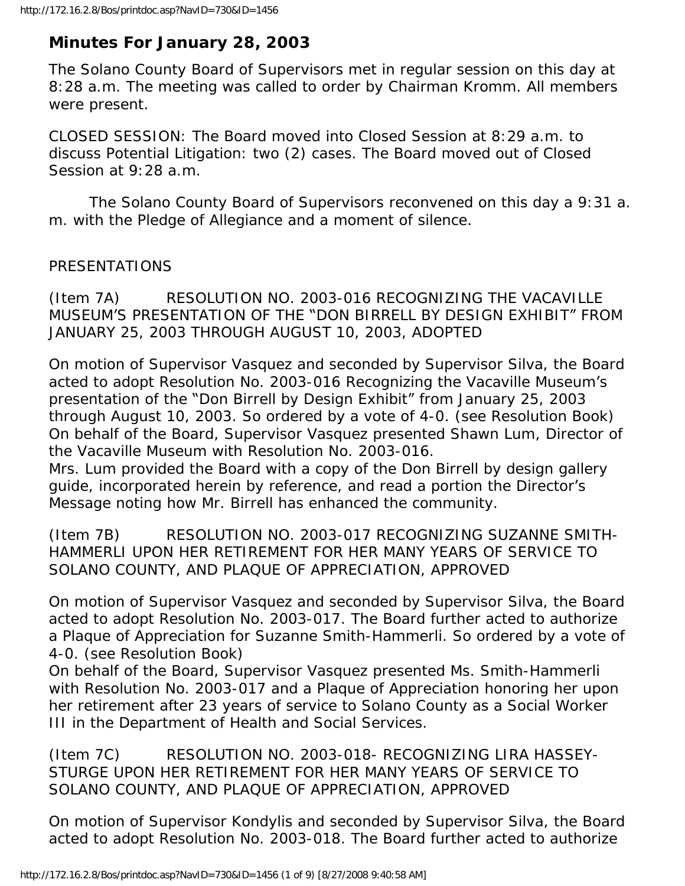## Minutes For January 28, 2003

The Solano County Board of Supervisors met in regular session on this day at 8:28 a.m. The meeting was called to order by Chairman Kromm. All members were present.

CLOSED SESSION: The Board moved into Closed Session at 8:29 a.m. to discuss Potential Litigation: two (2) cases. The Board moved out of Closed Session at 9:28 a.m.

The Solano County Board of Supervisors reconvened on this day a 9:31 a.m. with the Pledge of Allegiance and a moment of silence.

PRESENTATIONS

(Item 7A) RESOLUTION NO. 2003-016 RECOGNIZING THE VACAVILLE MUSEUM'S PRESENTATION OF THE "DON BIRRELL BY DESIGN EXHIBIT" FROM JANUARY 25, 2003 THROUGH AUGUST 10, 2003, ADOPTED

On motion of Supervisor Vasquez and seconded by Supervisor Silva, the Board acted to adopt Resolution No. 2003-016 Recognizing the Vacaville Museum's presentation of the "Don Birrell by Design Exhibit" from January 25, 2003 through August 10, 2003. So ordered by a vote of 4-0. (see Resolution Book)
On behalf of the Board, Supervisor Vasquez presented Shawn Lum, Director of the Vacaville Museum with Resolution No. 2003-016.
Mrs. Lum provided the Board with a copy of the Don Birrell by design gallery guide, incorporated herein by reference, and read a portion the Director's Message noting how Mr. Birrell has enhanced the community.

(Item 7B) RESOLUTION NO. 2003-017 RECOGNIZING SUZANNE SMITH-HAMMERLI UPON HER RETIREMENT FOR HER MANY YEARS OF SERVICE TO SOLANO COUNTY, AND PLAQUE OF APPRECIATION, APPROVED

On motion of Supervisor Vasquez and seconded by Supervisor Silva, the Board acted to adopt Resolution No. 2003-017. The Board further acted to authorize a Plaque of Appreciation for Suzanne Smith-Hammerli. So ordered by a vote of 4-0. (see Resolution Book)
On behalf of the Board, Supervisor Vasquez presented Ms. Smith-Hammerli with Resolution No. 2003-017 and a Plaque of Appreciation honoring her upon her retirement after 23 years of service to Solano County as a Social Worker III in the Department of Health and Social Services.

(Item 7C) RESOLUTION NO. 2003-018- RECOGNIZING LIRA HASSEY-STURGE UPON HER RETIREMENT FOR HER MANY YEARS OF SERVICE TO SOLANO COUNTY, AND PLAQUE OF APPRECIATION, APPROVED

On motion of Supervisor Kondylis and seconded by Supervisor Silva, the Board acted to adopt Resolution No. 2003-018. The Board further acted to authorize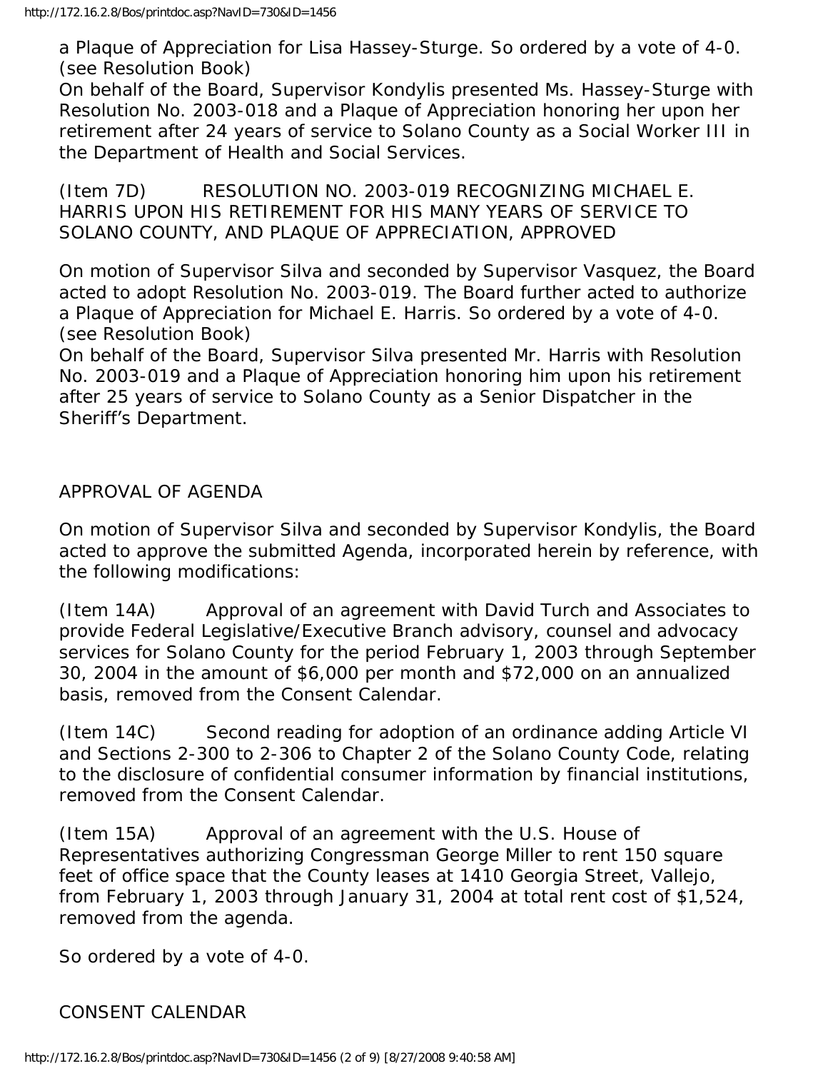a Plaque of Appreciation for Lisa Hassey-Sturge. So ordered by a vote of 4-0. (see Resolution Book)
On behalf of the Board, Supervisor Kondylis presented Ms. Hassey-Sturge with Resolution No. 2003-018 and a Plaque of Appreciation honoring her upon her retirement after 24 years of service to Solano County as a Social Worker III in the Department of Health and Social Services.

(Item 7D) RESOLUTION NO. 2003-019 RECOGNIZING MICHAEL E. HARRIS UPON HIS RETIREMENT FOR HIS MANY YEARS OF SERVICE TO SOLANO COUNTY, AND PLAQUE OF APPRECIATION, APPROVED

On motion of Supervisor Silva and seconded by Supervisor Vasquez, the Board acted to adopt Resolution No. 2003-019. The Board further acted to authorize a Plaque of Appreciation for Michael E. Harris. So ordered by a vote of 4-0. (see Resolution Book)
On behalf of the Board, Supervisor Silva presented Mr. Harris with Resolution No. 2003-019 and a Plaque of Appreciation honoring him upon his retirement after 25 years of service to Solano County as a Senior Dispatcher in the Sheriff's Department.

## APPROVAL OF AGENDA

On motion of Supervisor Silva and seconded by Supervisor Kondylis, the Board acted to approve the submitted Agenda, incorporated herein by reference, with the following modifications:

(Item 14A) Approval of an agreement with David Turch and Associates to provide Federal Legislative/Executive Branch advisory, counsel and advocacy services for Solano County for the period February 1, 2003 through September 30, 2004 in the amount of $6,000 per month and $72,000 on an annualized basis, removed from the Consent Calendar.

(Item 14C) Second reading for adoption of an ordinance adding Article VI and Sections 2-300 to 2-306 to Chapter 2 of the Solano County Code, relating to the disclosure of confidential consumer information by financial institutions, removed from the Consent Calendar.

(Item 15A) Approval of an agreement with the U.S. House of Representatives authorizing Congressman George Miller to rent 150 square feet of office space that the County leases at 1410 Georgia Street, Vallejo, from February 1, 2003 through January 31, 2004 at total rent cost of $1,524, removed from the agenda.

So ordered by a vote of 4-0.

## CONSENT CALENDAR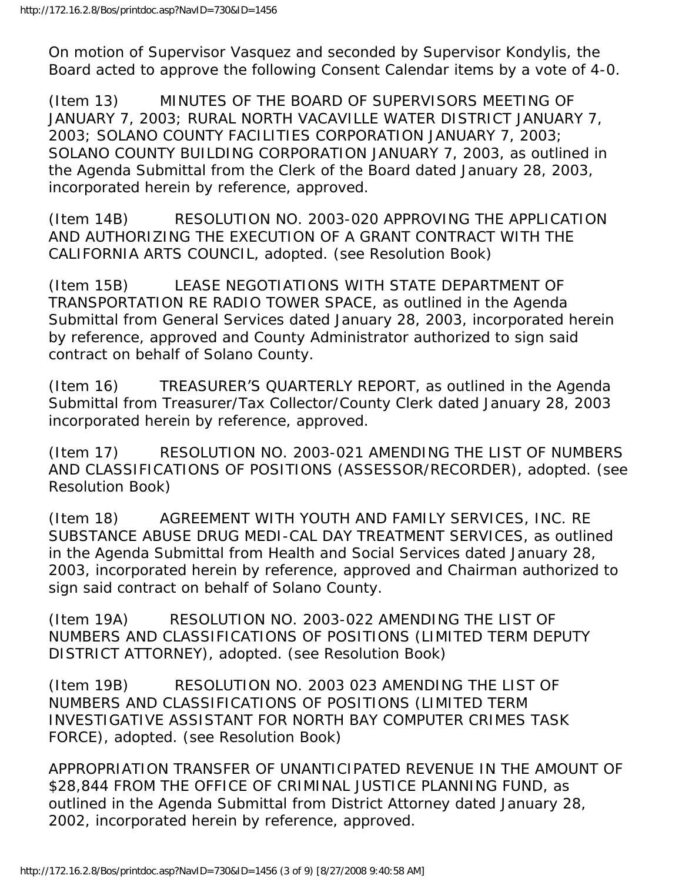On motion of Supervisor Vasquez and seconded by Supervisor Kondylis, the Board acted to approve the following Consent Calendar items by a vote of 4-0.

(Item 13) MINUTES OF THE BOARD OF SUPERVISORS MEETING OF JANUARY 7, 2003; RURAL NORTH VACAVILLE WATER DISTRICT JANUARY 7, 2003; SOLANO COUNTY FACILITIES CORPORATION JANUARY 7, 2003; SOLANO COUNTY BUILDING CORPORATION JANUARY 7, 2003, as outlined in the Agenda Submittal from the Clerk of the Board dated January 28, 2003, incorporated herein by reference, approved.

(Item 14B) RESOLUTION NO. 2003-020 APPROVING THE APPLICATION AND AUTHORIZING THE EXECUTION OF A GRANT CONTRACT WITH THE CALIFORNIA ARTS COUNCIL, adopted. (see Resolution Book)

(Item 15B) LEASE NEGOTIATIONS WITH STATE DEPARTMENT OF TRANSPORTATION RE RADIO TOWER SPACE, as outlined in the Agenda Submittal from General Services dated January 28, 2003, incorporated herein by reference, approved and County Administrator authorized to sign said contract on behalf of Solano County.

(Item 16) TREASURER'S QUARTERLY REPORT, as outlined in the Agenda Submittal from Treasurer/Tax Collector/County Clerk dated January 28, 2003 incorporated herein by reference, approved.

(Item 17) RESOLUTION NO. 2003-021 AMENDING THE LIST OF NUMBERS AND CLASSIFICATIONS OF POSITIONS (ASSESSOR/RECORDER), adopted. (see Resolution Book)

(Item 18) AGREEMENT WITH YOUTH AND FAMILY SERVICES, INC. RE SUBSTANCE ABUSE DRUG MEDI-CAL DAY TREATMENT SERVICES, as outlined in the Agenda Submittal from Health and Social Services dated January 28, 2003, incorporated herein by reference, approved and Chairman authorized to sign said contract on behalf of Solano County.

(Item 19A) RESOLUTION NO. 2003-022 AMENDING THE LIST OF NUMBERS AND CLASSIFICATIONS OF POSITIONS (LIMITED TERM DEPUTY DISTRICT ATTORNEY), adopted. (see Resolution Book)

(Item 19B) RESOLUTION NO. 2003 023 AMENDING THE LIST OF NUMBERS AND CLASSIFICATIONS OF POSITIONS (LIMITED TERM INVESTIGATIVE ASSISTANT FOR NORTH BAY COMPUTER CRIMES TASK FORCE), adopted. (see Resolution Book)

APPROPRIATION TRANSFER OF UNANTICIPATED REVENUE IN THE AMOUNT OF $28,844 FROM THE OFFICE OF CRIMINAL JUSTICE PLANNING FUND, as outlined in the Agenda Submittal from District Attorney dated January 28, 2002, incorporated herein by reference, approved.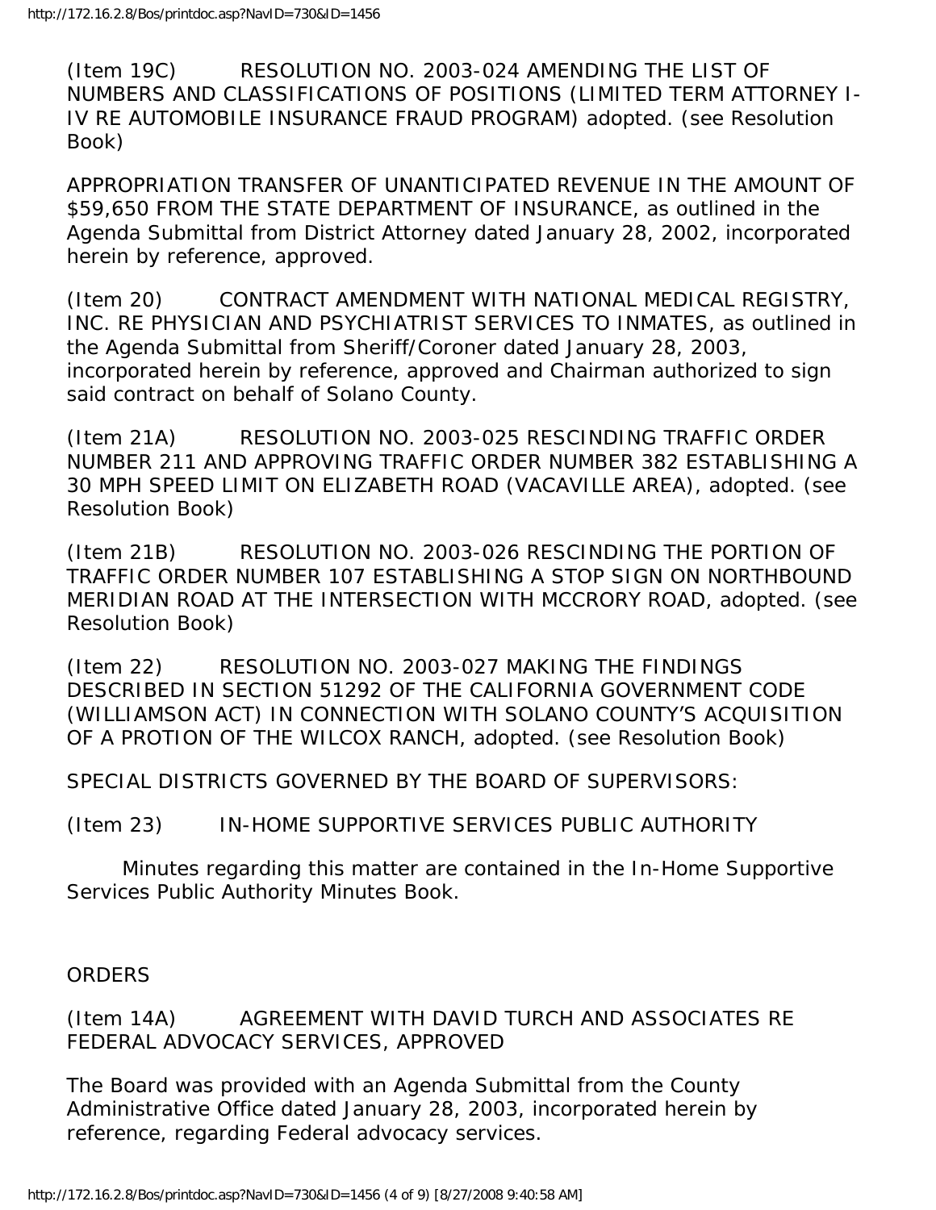(Item 19C) RESOLUTION NO. 2003-024 AMENDING THE LIST OF NUMBERS AND CLASSIFICATIONS OF POSITIONS (LIMITED TERM ATTORNEY I-IV RE AUTOMOBILE INSURANCE FRAUD PROGRAM) adopted. (see Resolution Book)

APPROPRIATION TRANSFER OF UNANTICIPATED REVENUE IN THE AMOUNT OF $59,650 FROM THE STATE DEPARTMENT OF INSURANCE, as outlined in the Agenda Submittal from District Attorney dated January 28, 2002, incorporated herein by reference, approved.

(Item 20) CONTRACT AMENDMENT WITH NATIONAL MEDICAL REGISTRY, INC. RE PHYSICIAN AND PSYCHIATRIST SERVICES TO INMATES, as outlined in the Agenda Submittal from Sheriff/Coroner dated January 28, 2003, incorporated herein by reference, approved and Chairman authorized to sign said contract on behalf of Solano County.

(Item 21A) RESOLUTION NO. 2003-025 RESCINDING TRAFFIC ORDER NUMBER 211 AND APPROVING TRAFFIC ORDER NUMBER 382 ESTABLISHING A 30 MPH SPEED LIMIT ON ELIZABETH ROAD (VACAVILLE AREA), adopted. (see Resolution Book)

(Item 21B) RESOLUTION NO. 2003-026 RESCINDING THE PORTION OF TRAFFIC ORDER NUMBER 107 ESTABLISHING A STOP SIGN ON NORTHBOUND MERIDIAN ROAD AT THE INTERSECTION WITH MCCRORY ROAD, adopted. (see Resolution Book)

(Item 22) RESOLUTION NO. 2003-027 MAKING THE FINDINGS DESCRIBED IN SECTION 51292 OF THE CALIFORNIA GOVERNMENT CODE (WILLIAMSON ACT) IN CONNECTION WITH SOLANO COUNTY'S ACQUISITION OF A PROTION OF THE WILCOX RANCH, adopted. (see Resolution Book)

SPECIAL DISTRICTS GOVERNED BY THE BOARD OF SUPERVISORS:

(Item 23) IN-HOME SUPPORTIVE SERVICES PUBLIC AUTHORITY

Minutes regarding this matter are contained in the In-Home Supportive Services Public Authority Minutes Book.

ORDERS

(Item 14A) AGREEMENT WITH DAVID TURCH AND ASSOCIATES RE FEDERAL ADVOCACY SERVICES, APPROVED

The Board was provided with an Agenda Submittal from the County Administrative Office dated January 28, 2003, incorporated herein by reference, regarding Federal advocacy services.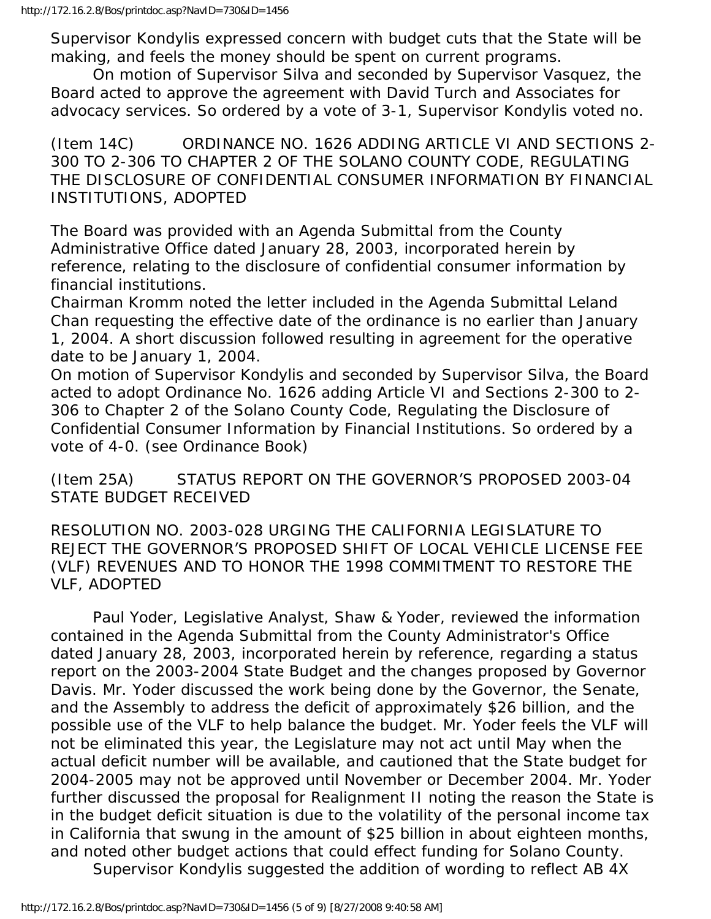Supervisor Kondylis expressed concern with budget cuts that the State will be making, and feels the money should be spent on current programs.

On motion of Supervisor Silva and seconded by Supervisor Vasquez, the Board acted to approve the agreement with David Turch and Associates for advocacy services. So ordered by a vote of 3-1, Supervisor Kondylis voted no.

(Item 14C) ORDINANCE NO. 1626 ADDING ARTICLE VI AND SECTIONS 2-300 TO 2-306 TO CHAPTER 2 OF THE SOLANO COUNTY CODE, REGULATING THE DISCLOSURE OF CONFIDENTIAL CONSUMER INFORMATION BY FINANCIAL INSTITUTIONS, ADOPTED

The Board was provided with an Agenda Submittal from the County Administrative Office dated January 28, 2003, incorporated herein by reference, relating to the disclosure of confidential consumer information by financial institutions.

Chairman Kromm noted the letter included in the Agenda Submittal Leland Chan requesting the effective date of the ordinance is no earlier than January 1, 2004. A short discussion followed resulting in agreement for the operative date to be January 1, 2004.

On motion of Supervisor Kondylis and seconded by Supervisor Silva, the Board acted to adopt Ordinance No. 1626 adding Article VI and Sections 2-300 to 2-306 to Chapter 2 of the Solano County Code, Regulating the Disclosure of Confidential Consumer Information by Financial Institutions. So ordered by a vote of 4-0. (see Ordinance Book)

(Item 25A) STATUS REPORT ON THE GOVERNOR'S PROPOSED 2003-04 STATE BUDGET RECEIVED

RESOLUTION NO. 2003-028 URGING THE CALIFORNIA LEGISLATURE TO REJECT THE GOVERNOR'S PROPOSED SHIFT OF LOCAL VEHICLE LICENSE FEE (VLF) REVENUES AND TO HONOR THE 1998 COMMITMENT TO RESTORE THE VLF, ADOPTED

Paul Yoder, Legislative Analyst, Shaw & Yoder, reviewed the information contained in the Agenda Submittal from the County Administrator's Office dated January 28, 2003, incorporated herein by reference, regarding a status report on the 2003-2004 State Budget and the changes proposed by Governor Davis. Mr. Yoder discussed the work being done by the Governor, the Senate, and the Assembly to address the deficit of approximately $26 billion, and the possible use of the VLF to help balance the budget. Mr. Yoder feels the VLF will not be eliminated this year, the Legislature may not act until May when the actual deficit number will be available, and cautioned that the State budget for 2004-2005 may not be approved until November or December 2004. Mr. Yoder further discussed the proposal for Realignment II noting the reason the State is in the budget deficit situation is due to the volatility of the personal income tax in California that swung in the amount of $25 billion in about eighteen months, and noted other budget actions that could effect funding for Solano County.

Supervisor Kondylis suggested the addition of wording to reflect AB 4X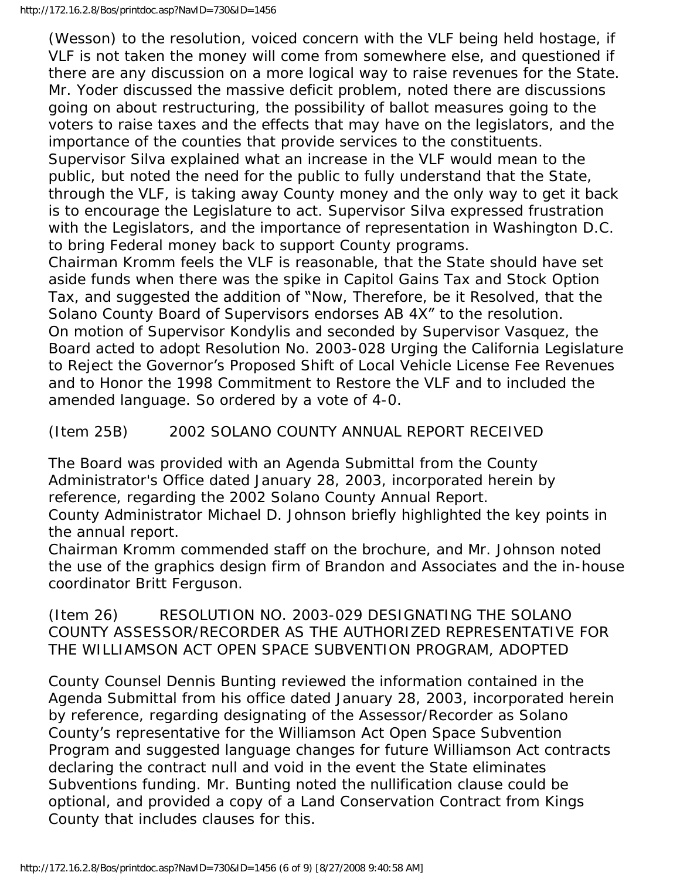(Wesson) to the resolution, voiced concern with the VLF being held hostage, if VLF is not taken the money will come from somewhere else, and questioned if there are any discussion on a more logical way to raise revenues for the State. Mr. Yoder discussed the massive deficit problem, noted there are discussions going on about restructuring, the possibility of ballot measures going to the voters to raise taxes and the effects that may have on the legislators, and the importance of the counties that provide services to the constituents.
Supervisor Silva explained what an increase in the VLF would mean to the public, but noted the need for the public to fully understand that the State, through the VLF, is taking away County money and the only way to get it back is to encourage the Legislature to act. Supervisor Silva expressed frustration with the Legislators, and the importance of representation in Washington D.C. to bring Federal money back to support County programs.
Chairman Kromm feels the VLF is reasonable, that the State should have set aside funds when there was the spike in Capitol Gains Tax and Stock Option Tax, and suggested the addition of "Now, Therefore, be it Resolved, that the Solano County Board of Supervisors endorses AB 4X" to the resolution.
On motion of Supervisor Kondylis and seconded by Supervisor Vasquez, the Board acted to adopt Resolution No. 2003-028 Urging the California Legislature to Reject the Governor's Proposed Shift of Local Vehicle License Fee Revenues and to Honor the 1998 Commitment to Restore the VLF and to included the amended language. So ordered by a vote of 4-0.

(Item 25B) 2002 SOLANO COUNTY ANNUAL REPORT RECEIVED

The Board was provided with an Agenda Submittal from the County Administrator's Office dated January 28, 2003, incorporated herein by reference, regarding the 2002 Solano County Annual Report.
County Administrator Michael D. Johnson briefly highlighted the key points in the annual report.
Chairman Kromm commended staff on the brochure, and Mr. Johnson noted the use of the graphics design firm of Brandon and Associates and the in-house coordinator Britt Ferguson.

(Item 26) RESOLUTION NO. 2003-029 DESIGNATING THE SOLANO COUNTY ASSESSOR/RECORDER AS THE AUTHORIZED REPRESENTATIVE FOR THE WILLIAMSON ACT OPEN SPACE SUBVENTION PROGRAM, ADOPTED

County Counsel Dennis Bunting reviewed the information contained in the Agenda Submittal from his office dated January 28, 2003, incorporated herein by reference, regarding designating of the Assessor/Recorder as Solano County's representative for the Williamson Act Open Space Subvention Program and suggested language changes for future Williamson Act contracts declaring the contract null and void in the event the State eliminates Subventions funding. Mr. Bunting noted the nullification clause could be optional, and provided a copy of a Land Conservation Contract from Kings County that includes clauses for this.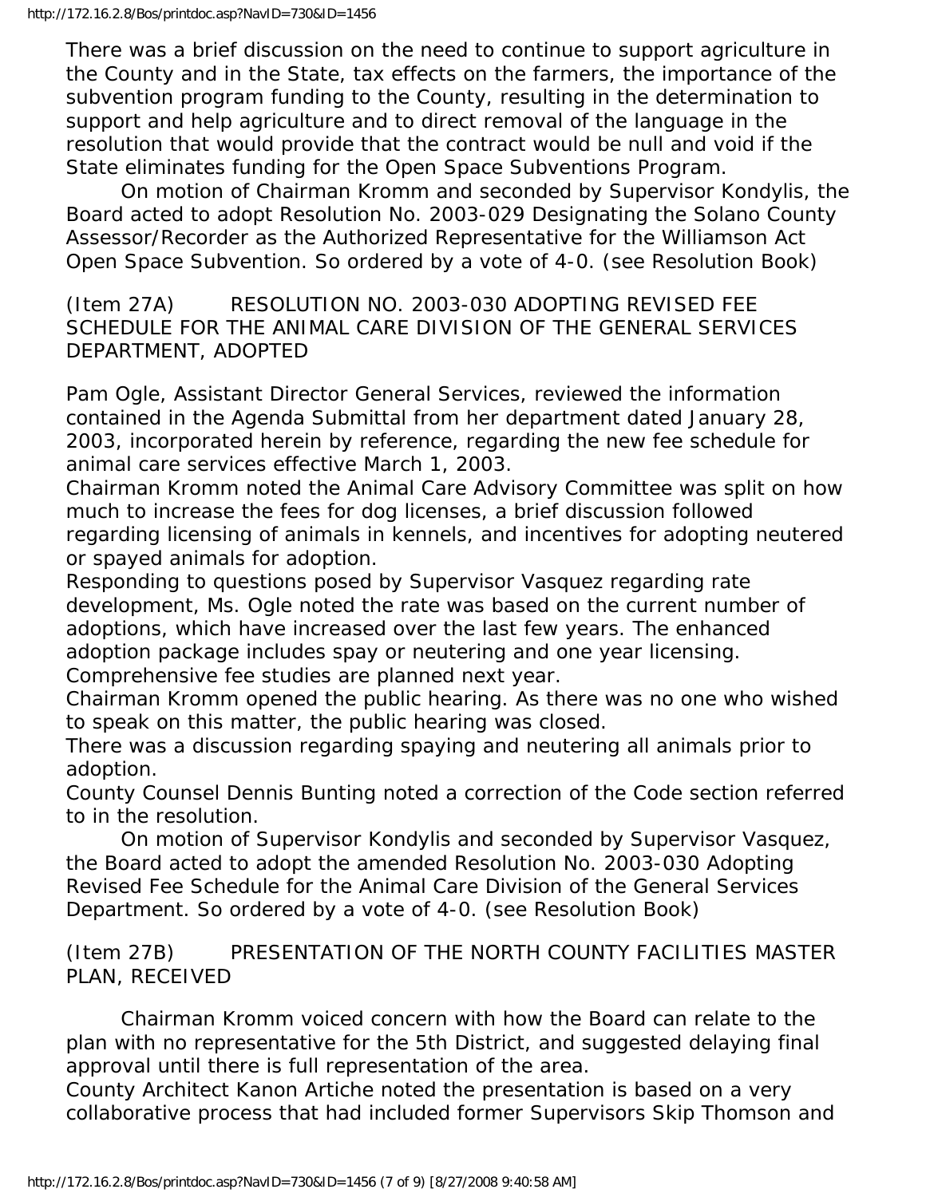There was a brief discussion on the need to continue to support agriculture in the County and in the State, tax effects on the farmers, the importance of the subvention program funding to the County, resulting in the determination to support and help agriculture and to direct removal of the language in the resolution that would provide that the contract would be null and void if the State eliminates funding for the Open Space Subventions Program.

On motion of Chairman Kromm and seconded by Supervisor Kondylis, the Board acted to adopt Resolution No. 2003-029 Designating the Solano County Assessor/Recorder as the Authorized Representative for the Williamson Act Open Space Subvention. So ordered by a vote of 4-0. (see Resolution Book)

(Item 27A) RESOLUTION NO. 2003-030 ADOPTING REVISED FEE SCHEDULE FOR THE ANIMAL CARE DIVISION OF THE GENERAL SERVICES DEPARTMENT, ADOPTED

Pam Ogle, Assistant Director General Services, reviewed the information contained in the Agenda Submittal from her department dated January 28, 2003, incorporated herein by reference, regarding the new fee schedule for animal care services effective March 1, 2003.

Chairman Kromm noted the Animal Care Advisory Committee was split on how much to increase the fees for dog licenses, a brief discussion followed regarding licensing of animals in kennels, and incentives for adopting neutered or spayed animals for adoption.

Responding to questions posed by Supervisor Vasquez regarding rate development, Ms. Ogle noted the rate was based on the current number of adoptions, which have increased over the last few years. The enhanced adoption package includes spay or neutering and one year licensing. Comprehensive fee studies are planned next year.

Chairman Kromm opened the public hearing. As there was no one who wished to speak on this matter, the public hearing was closed.

There was a discussion regarding spaying and neutering all animals prior to adoption.

County Counsel Dennis Bunting noted a correction of the Code section referred to in the resolution.

On motion of Supervisor Kondylis and seconded by Supervisor Vasquez, the Board acted to adopt the amended Resolution No. 2003-030 Adopting Revised Fee Schedule for the Animal Care Division of the General Services Department. So ordered by a vote of 4-0. (see Resolution Book)

(Item 27B) PRESENTATION OF THE NORTH COUNTY FACILITIES MASTER PLAN, RECEIVED

Chairman Kromm voiced concern with how the Board can relate to the plan with no representative for the 5th District, and suggested delaying final approval until there is full representation of the area.

County Architect Kanon Artiche noted the presentation is based on a very collaborative process that had included former Supervisors Skip Thomson and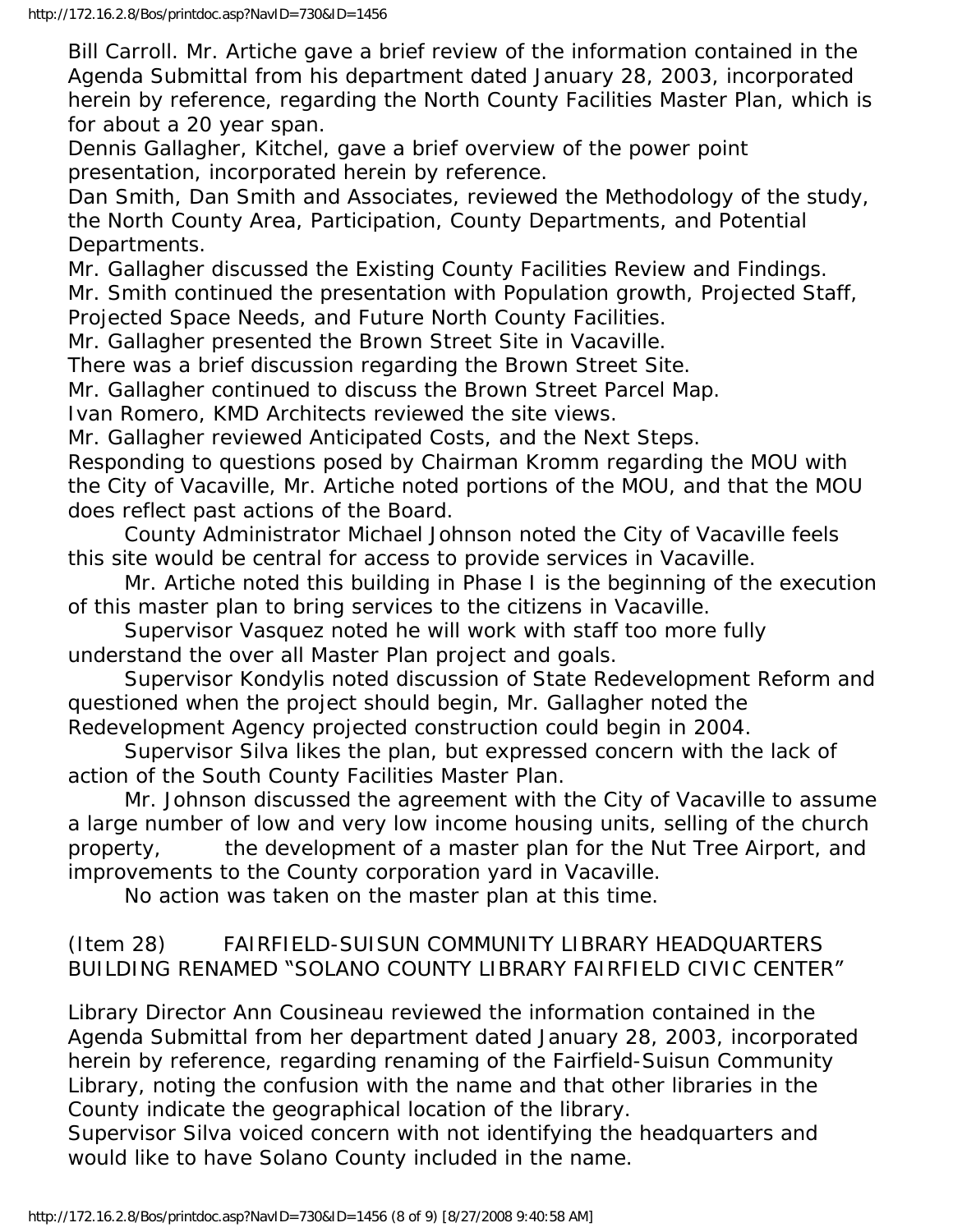Bill Carroll. Mr. Artiche gave a brief review of the information contained in the Agenda Submittal from his department dated January 28, 2003, incorporated herein by reference, regarding the North County Facilities Master Plan, which is for about a 20 year span.

Dennis Gallagher, Kitchel, gave a brief overview of the power point presentation, incorporated herein by reference.

Dan Smith, Dan Smith and Associates, reviewed the Methodology of the study, the North County Area, Participation, County Departments, and Potential Departments.

Mr. Gallagher discussed the Existing County Facilities Review and Findings.

Mr. Smith continued the presentation with Population growth, Projected Staff, Projected Space Needs, and Future North County Facilities.

Mr. Gallagher presented the Brown Street Site in Vacaville.

There was a brief discussion regarding the Brown Street Site.

Mr. Gallagher continued to discuss the Brown Street Parcel Map.

Ivan Romero, KMD Architects reviewed the site views.

Mr. Gallagher reviewed Anticipated Costs, and the Next Steps.

Responding to questions posed by Chairman Kromm regarding the MOU with the City of Vacaville, Mr. Artiche noted portions of the MOU, and that the MOU does reflect past actions of the Board.

County Administrator Michael Johnson noted the City of Vacaville feels this site would be central for access to provide services in Vacaville.

Mr. Artiche noted this building in Phase I is the beginning of the execution of this master plan to bring services to the citizens in Vacaville.

Supervisor Vasquez noted he will work with staff too more fully understand the over all Master Plan project and goals.

Supervisor Kondylis noted discussion of State Redevelopment Reform and questioned when the project should begin, Mr. Gallagher noted the Redevelopment Agency projected construction could begin in 2004.

Supervisor Silva likes the plan, but expressed concern with the lack of action of the South County Facilities Master Plan.

Mr. Johnson discussed the agreement with the City of Vacaville to assume a large number of low and very low income housing units, selling of the church property, the development of a master plan for the Nut Tree Airport, and improvements to the County corporation yard in Vacaville.

No action was taken on the master plan at this time.

(Item 28) FAIRFIELD-SUISUN COMMUNITY LIBRARY HEADQUARTERS BUILDING RENAMED "SOLANO COUNTY LIBRARY FAIRFIELD CIVIC CENTER"

Library Director Ann Cousineau reviewed the information contained in the Agenda Submittal from her department dated January 28, 2003, incorporated herein by reference, regarding renaming of the Fairfield-Suisun Community Library, noting the confusion with the name and that other libraries in the County indicate the geographical location of the library.

Supervisor Silva voiced concern with not identifying the headquarters and would like to have Solano County included in the name.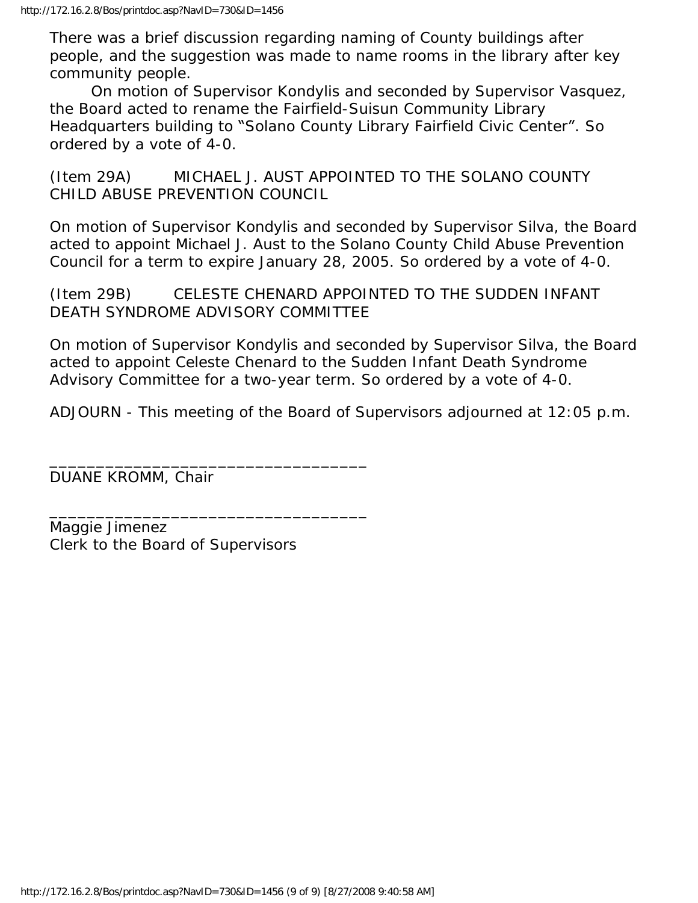There was a brief discussion regarding naming of County buildings after people, and the suggestion was made to name rooms in the library after key community people.

On motion of Supervisor Kondylis and seconded by Supervisor Vasquez, the Board acted to rename the Fairfield-Suisun Community Library Headquarters building to "Solano County Library Fairfield Civic Center". So ordered by a vote of 4-0.

(Item 29A) MICHAEL J. AUST APPOINTED TO THE SOLANO COUNTY CHILD ABUSE PREVENTION COUNCIL

On motion of Supervisor Kondylis and seconded by Supervisor Silva, the Board acted to appoint Michael J. Aust to the Solano County Child Abuse Prevention Council for a term to expire January 28, 2005. So ordered by a vote of 4-0.

(Item 29B) CELESTE CHENARD APPOINTED TO THE SUDDEN INFANT DEATH SYNDROME ADVISORY COMMITTEE

On motion of Supervisor Kondylis and seconded by Supervisor Silva, the Board acted to appoint Celeste Chenard to the Sudden Infant Death Syndrome Advisory Committee for a two-year term. So ordered by a vote of 4-0.

ADJOURN - This meeting of the Board of Supervisors adjourned at 12:05 p.m.

_________________________________
DUANE KROMM, Chair

_________________________________
Maggie Jimenez
Clerk to the Board of Supervisors